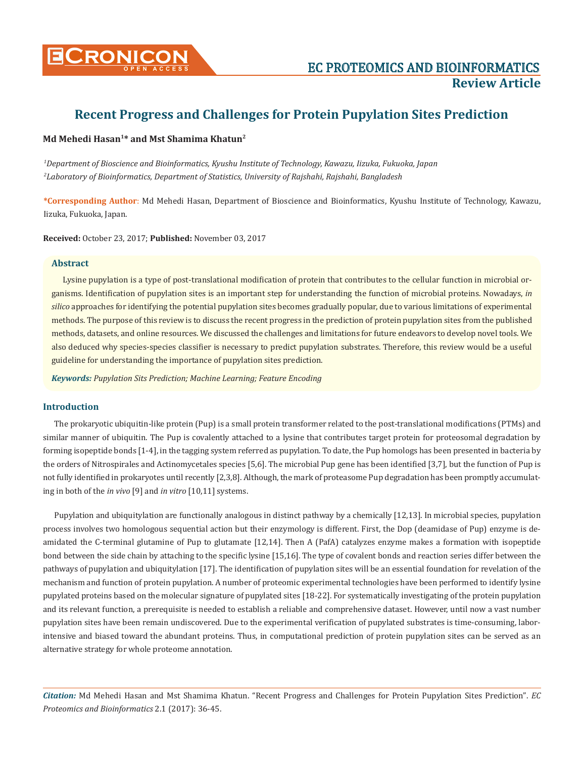# Recent Progress and Challenges for Protein Pupylation Sites Prediction

**Md Mehedi Hasan[1]* and Mst Shamima Khatun[2]**

*[1]Department of Bioscience and Bioinformatics, Kyushu Institute of Technology, Kawazu, Iizuka, Fukuoka, Japan*

*[2]Laboratory of Bioinformatics, Department of Statistics, University of Rajshahi, Rajshahi, Bangladesh*

**\*Corresponding Author**: Md Mehedi Hasan, Department of Bioscience and Bioinformatics, Kyushu Institute of Technology, Kawazu, Iizuka, Fukuoka, Japan.

**Received:** October 23, 2017; **Published:** November 03, 2017

## Abstract

Lysine pupylation is a type of post-translational modification of protein that contributes to the cellular function in microbial organisms. Identification of pupylation sites is an important step for understanding the function of microbial proteins. Nowadays, *in silico* approaches for identifying the potential pupylation sites becomes gradually popular, due to various limitations of experimental methods. The purpose of this review is to discuss the recent progress in the prediction of protein pupylation sites from the published methods, datasets, and online resources. We discussed the challenges and limitations for future endeavors to develop novel tools. We also deduced why species-species classifier is necessary to predict pupylation substrates. Therefore, this review would be a useful guideline for understanding the importance of pupylation sites prediction.

***Keywords:*** *Pupylation Sits Prediction; Machine Learning; Feature Encoding*

## Introduction

The prokaryotic ubiquitin-like protein (Pup) is a small protein transformer related to the post-translational modifications (PTMs) and similar manner of ubiquitin. The Pup is covalently attached to a lysine that contributes target protein for proteosomal degradation by forming isopeptide bonds [1-4], in the tagging system referred as pupylation. To date, the Pup homologs has been presented in bacteria by the orders of Nitrospirales and Actinomycetales species [5,6]. The microbial Pup gene has been identified [3,7], but the function of Pup is not fully identified in prokaryotes until recently [2,3,8]. Although, the mark of proteasome Pup degradation has been promptly accumulating in both of the *in vivo* [9] and *in vitro* [10,11] systems.

Pupylation and ubiquitylation are functionally analogous in distinct pathway by a chemically [12,13]. In microbial species, pupylation process involves two homologous sequential action but their enzymology is different. First, the Dop (deamidase of Pup) enzyme is deamidated the C-terminal glutamine of Pup to glutamate [12,14]. Then A (PafA) catalyzes enzyme makes a formation with isopeptide bond between the side chain by attaching to the specific lysine [15,16]. The type of covalent bonds and reaction series differ between the pathways of pupylation and ubiquitylation [17]. The identification of pupylation sites will be an essential foundation for revelation of the mechanism and function of protein pupylation. A number of proteomic experimental technologies have been performed to identify lysine pupylated proteins based on the molecular signature of pupylated sites [18-22]. For systematically investigating of the protein pupylation and its relevant function, a prerequisite is needed to establish a reliable and comprehensive dataset. However, until now a vast number pupylation sites have been remain undiscovered. Due to the experimental verification of pupylated substrates is time-consuming, labor-intensive and biased toward the abundant proteins. Thus, in computational prediction of protein pupylation sites can be served as an alternative strategy for whole proteome annotation.

***Citation:*** Md Mehedi Hasan and Mst Shamima Khatun. "Recent Progress and Challenges for Protein Pupylation Sites Prediction". *EC Proteomics and Bioinformatics* 2.1 (2017): 36-45.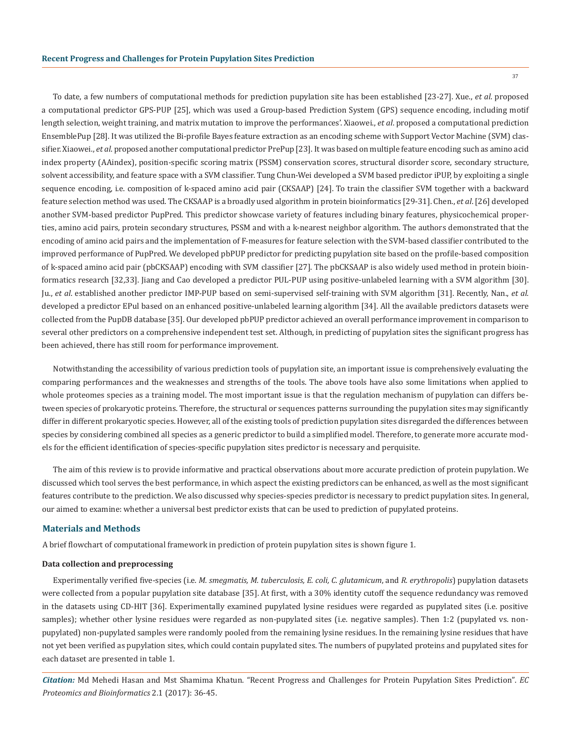To date, a few numbers of computational methods for prediction pupylation site has been established [23-27]. Xue., *et al*. proposed a computational predictor GPS-PUP [25], which was used a Group-based Prediction System (GPS) sequence encoding, including motif length selection, weight training, and matrix mutation to improve the performances'. Xiaowei., *et al*. proposed a computational prediction EnsemblePup [28]. It was utilized the Bi-profile Bayes feature extraction as an encoding scheme with Support Vector Machine (SVM) classifier. Xiaowei., *et al*. proposed another computational predictor PrePup [23]. It was based on multiple feature encoding such as amino acid index property (AAindex), position-specific scoring matrix (PSSM) conservation scores, structural disorder score, secondary structure, solvent accessibility, and feature space with a SVM classifier. Tung Chun-Wei developed a SVM based predictor iPUP, by exploiting a single sequence encoding, i.e. composition of k-spaced amino acid pair (CKSAAP) [24]. To train the classifier SVM together with a backward feature selection method was used. The CKSAAP is a broadly used algorithm in protein bioinformatics [29-31]. Chen., *et al*. [26] developed another SVM-based predictor PupPred. This predictor showcase variety of features including binary features, physicochemical properties, amino acid pairs, protein secondary structures, PSSM and with a k-nearest neighbor algorithm. The authors demonstrated that the encoding of amino acid pairs and the implementation of F-measures for feature selection with the SVM-based classifier contributed to the improved performance of PupPred. We developed pbPUP predictor for predicting pupylation site based on the profile-based composition of k-spaced amino acid pair (pbCKSAAP) encoding with SVM classifier [27]. The pbCKSAAP is also widely used method in protein bioinformatics research [32,33]. Jiang and Cao developed a predictor PUL-PUP using positive-unlabeled learning with a SVM algorithm [30]. Ju., *et al*. established another predictor IMP-PUP based on semi-supervised self-training with SVM algorithm [31]. Recently, Nan., *et al.* developed a predictor EPul based on an enhanced positive-unlabeled learning algorithm [34]. All the available predictors datasets were collected from the PupDB database [35]. Our developed pbPUP predictor achieved an overall performance improvement in comparison to several other predictors on a comprehensive independent test set. Although, in predicting of pupylation sites the significant progress has been achieved, there has still room for performance improvement.

Notwithstanding the accessibility of various prediction tools of pupylation site, an important issue is comprehensively evaluating the comparing performances and the weaknesses and strengths of the tools. The above tools have also some limitations when applied to whole proteomes species as a training model. The most important issue is that the regulation mechanism of pupylation can differs between species of prokaryotic proteins. Therefore, the structural or sequences patterns surrounding the pupylation sites may significantly differ in different prokaryotic species. However, all of the existing tools of prediction pupylation sites disregarded the differences between species by considering combined all species as a generic predictor to build a simplified model. Therefore, to generate more accurate models for the efficient identification of species-specific pupylation sites predictor is necessary and perquisite.

The aim of this review is to provide informative and practical observations about more accurate prediction of protein pupylation. We discussed which tool serves the best performance, in which aspect the existing predictors can be enhanced, as well as the most significant features contribute to the prediction. We also discussed why species-species predictor is necessary to predict pupylation sites. In general, our aimed to examine: whether a universal best predictor exists that can be used to prediction of pupylated proteins.

## Materials and Methods

A brief flowchart of computational framework in prediction of protein pupylation sites is shown figure 1.

### Data collection and preprocessing

Experimentally verified five-species (i.e. *M. smegmatis, M. tuberculosis, E. coli, C. glutamicum*, and *R. erythropolis*) pupylation datasets were collected from a popular pupylation site database [35]. At first, with a 30% identity cutoff the sequence redundancy was removed in the datasets using CD-HIT [36]. Experimentally examined pupylated lysine residues were regarded as pupylated sites (i.e. positive samples); whether other lysine residues were regarded as non-pupylated sites (i.e. negative samples). Then 1:2 (pupylated vs. non-pupylated) non-pupylated samples were randomly pooled from the remaining lysine residues. In the remaining lysine residues that have not yet been verified as pupylation sites, which could contain pupylated sites. The numbers of pupylated proteins and pupylated sites for each dataset are presented in table 1.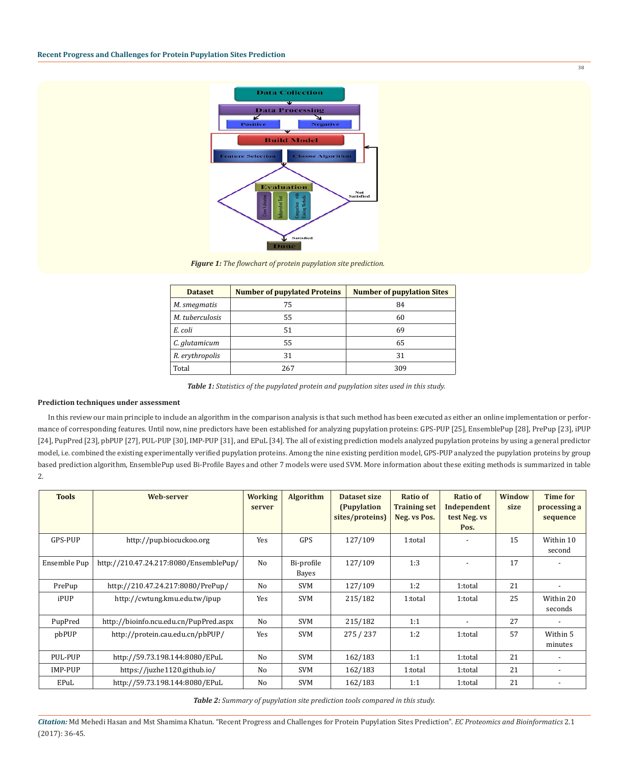Data Collection

Data Processing

Positive

Negative

Build Model

Feature Selection

Choose Algorithm

Evaluation

Cross Validation

Independent Test

Comparison with Existing Methods

Not Satisfied

Satisfied

Done

***Figure 1:*** *The flowchart of protein pupylation site prediction.*

| Dataset | Number of pupylated Proteins | Number of pupylation Sites |
|---|---|---|
| *M. smegmatis* | 75 | 84 |
| *M. tuberculosis* | 55 | 60 |
| *E. coli* | 51 | 69 |
| *C. glutamicum* | 55 | 65 |
| *R. erythropolis* | 31 | 31 |
| Total | 267 | 309 |

***Table 1:*** *Statistics of the pupylated protein and pupylation sites used in this study.*

**Prediction techniques under assessment**

In this review our main principle to include an algorithm in the comparison analysis is that such method has been executed as either an online implementation or performance of corresponding features. Until now, nine predictors have been established for analyzing pupylation proteins: GPS-PUP [25], EnsemblePup [28], PrePup [23], iPUP [24], PupPred [23], pbPUP [27], PUL-PUP [30], IMP-PUP [31], and EPuL [34]. The all of existing prediction models analyzed pupylation proteins by using a general predictor model, i.e. combined the existing experimentally verified pupylation proteins. Among the nine existing perdition model, GPS-PUP analyzed the pupylation proteins by group based prediction algorithm, EnsemblePup used Bi-Profile Bayes and other 7 models were used SVM. More information about these exiting methods is summarized in table 2.

| Tools | Web-server | Working server | Algorithm | Dataset size (Pupylation sites/proteins) | Ratio of Training set Neg. vs Pos. | Ratio of Independent test Neg. vs Pos. | Window size | Time for processing a sequence |
|---|---|---|---|---|---|---|---|---|
| GPS-PUP | http://pup.biocuckoo.org | Yes | GPS | 127/109 | 1:total | - | 15 | Within 10 second |
| Ensemble Pup | http://210.47.24.217:8080/EnsemblePup/ | No | Bi-profile Bayes | 127/109 | 1:3 | - | 17 | - |
| PrePup | http://210.47.24.217:8080/PrePup/ | No | SVM | 127/109 | 1:2 | 1:total | 21 | - |
| iPUP | http://cwtung.kmu.edu.tw/ipup | Yes | SVM | 215/182 | 1:total | 1:total | 25 | Within 20 seconds |
| PupPred | http://bioinfo.ncu.edu.cn/PupPred.aspx | No | SVM | 215/182 | 1:1 | - | 27 | - |
| pbPUP | http://protein.cau.edu.cn/pbPUP/ | Yes | SVM | 275 / 237 | 1:2 | 1:total | 57 | Within 5 minutes |
| PUL-PUP | http://59.73.198.144:8080/EPuL | No | SVM | 162/183 | 1:1 | 1:total | 21 | - |
| IMP-PUP | https://juzhe1120.github.io/ | No | SVM | 162/183 | 1:total | 1:total | 21 | - |
| EPuL | http://59.73.198.144:8080/EPuL | No | SVM | 162/183 | 1:1 | 1:total | 21 | - |

***Table 2:*** *Summary of pupylation site prediction tools compared in this study.*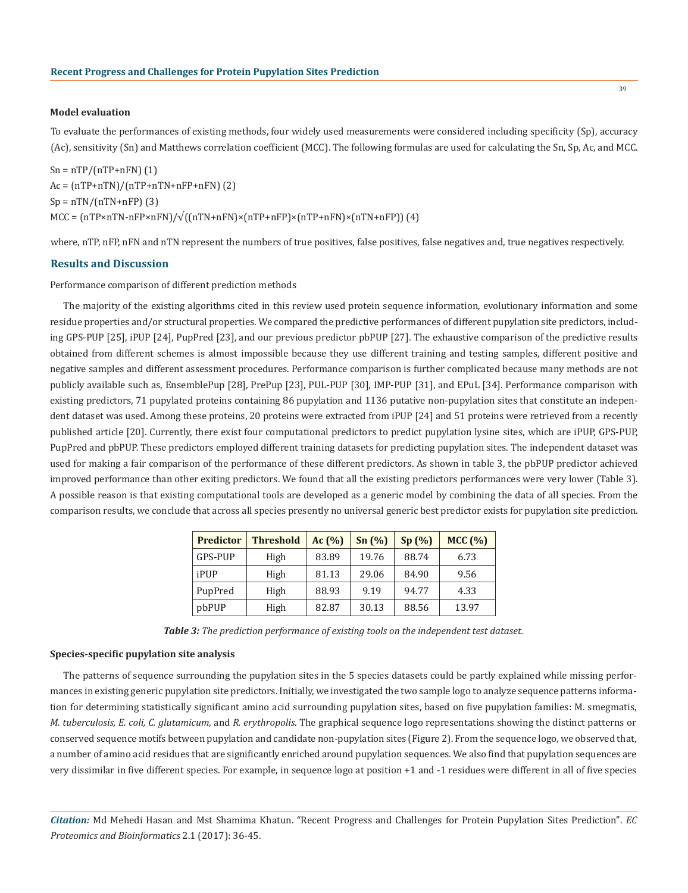**Model evaluation**

To evaluate the performances of existing methods, four widely used measurements were considered including specificity (Sp), accuracy (Ac), sensitivity (Sn) and Matthews correlation coefficient (MCC). The following formulas are used for calculating the Sn, Sp, Ac, and MCC.

$$Sn = nTP/(nTP+nFN) \quad (1)$$

$$Ac = (nTP+nTN)/(nTP+nTN+nFP+nFN) \quad (2)$$

$$Sp = nTN/(nTN+nFP) \quad (3)$$

$$MCC = (nTP \times nTN - nFP \times nFN)/\sqrt{((nTN+nFN)\times(nTP+nFP)\times(nTP+nFN)\times(nTN+nFP))} \quad (4)$$

where, nTP, nFP, nFN and nTN represent the numbers of true positives, false positives, false negatives and, true negatives respectively.

## Results and Discussion

Performance comparison of different prediction methods

The majority of the existing algorithms cited in this review used protein sequence information, evolutionary information and some residue properties and/or structural properties. We compared the predictive performances of different pupylation site predictors, including GPS-PUP [25], iPUP [24], PupPred [23], and our previous predictor pbPUP [27]. The exhaustive comparison of the predictive results obtained from different schemes is almost impossible because they use different training and testing samples, different positive and negative samples and different assessment procedures. Performance comparison is further complicated because many methods are not publicly available such as, EnsemblePup [28], PrePup [23], PUL-PUP [30], IMP-PUP [31], and EPuL [34]. Performance comparison with existing predictors, 71 pupylated proteins containing 86 pupylation and 1136 putative non-pupylation sites that constitute an independent dataset was used. Among these proteins, 20 proteins were extracted from iPUP [24] and 51 proteins were retrieved from a recently published article [20]. Currently, there exist four computational predictors to predict pupylation lysine sites, which are iPUP, GPS-PUP, PupPred and pbPUP. These predictors employed different training datasets for predicting pupylation sites. The independent dataset was used for making a fair comparison of the performance of these different predictors. As shown in table 3, the pbPUP predictor achieved improved performance than other exiting predictors. We found that all the existing predictors performances were very lower (Table 3). A possible reason is that existing computational tools are developed as a generic model by combining the data of all species. From the comparison results, we conclude that across all species presently no universal generic best predictor exists for pupylation site prediction.

| Predictor | Threshold | Ac (%) | Sn (%) | Sp (%) | MCC (%) |
|---|---|---|---|---|---|
| GPS-PUP | High | 83.89 | 19.76 | 88.74 | 6.73 |
| iPUP | High | 81.13 | 29.06 | 84.90 | 9.56 |
| PupPred | High | 88.93 | 9.19 | 94.77 | 4.33 |
| pbPUP | High | 82.87 | 30.13 | 88.56 | 13.97 |

***Table 3:*** *The prediction performance of existing tools on the independent test dataset.*

**Species-specific pupylation site analysis**

The patterns of sequence surrounding the pupylation sites in the 5 species datasets could be partly explained while missing performances in existing generic pupylation site predictors. Initially, we investigated the two sample logo to analyze sequence patterns information for determining statistically significant amino acid surrounding pupylation sites, based on five pupylation families: M. smegmatis, *M. tuberculosis, E. coli, C. glutamicum*, and *R. erythropolis*. The graphical sequence logo representations showing the distinct patterns or conserved sequence motifs between pupylation and candidate non-pupylation sites (Figure 2). From the sequence logo, we observed that, a number of amino acid residues that are significantly enriched around pupylation sequences. We also find that pupylation sequences are very dissimilar in five different species. For example, in sequence logo at position +1 and -1 residues were different in all of five species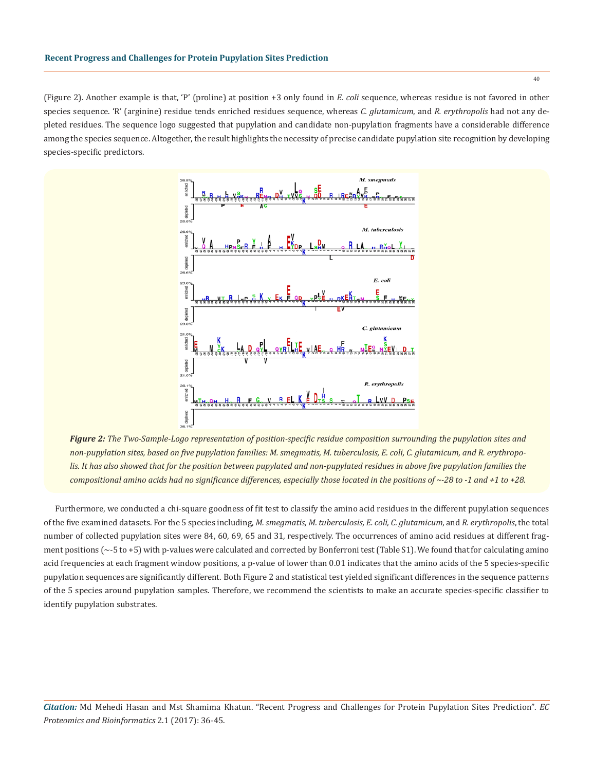(Figure 2). Another example is that, 'P' (proline) at position +3 only found in *E. coli* sequence, whereas residue is not favored in other species sequence. 'R' (arginine) residue tends enriched residues sequence, whereas *C. glutamicum*, and *R. erythropolis* had not any depleted residues. The sequence logo suggested that pupylation and candidate non-pupylation fragments have a considerable difference among the species sequence. Altogether, the result highlights the necessity of precise candidate pupylation site recognition by developing species-specific predictors.

M. smegmatis

M. tuberculosis

E. coli

C. glutamicum

R. erythropolis

***Figure 2:*** *The Two-Sample-Logo representation of position-specific residue composition surrounding the pupylation sites and non-pupylation sites, based on five pupylation families: M. smegmatis, M. tuberculosis, E. coli, C. glutamicum, and R. erythropolis. It has also showed that for the position between pupylated and non-pupylated residues in above five pupylation families the compositional amino acids had no significance differences, especially those located in the positions of ~-28 to -1 and +1 to +28.*

Furthermore, we conducted a chi-square goodness of fit test to classify the amino acid residues in the different pupylation sequences of the five examined datasets. For the 5 species including, *M. smegmatis, M. tuberculosis, E. coli, C. glutamicum*, and *R. erythropolis*, the total number of collected pupylation sites were 84, 60, 69, 65 and 31, respectively. The occurrences of amino acid residues at different fragment positions (~-5 to +5) with p-values were calculated and corrected by Bonferroni test (Table S1). We found that for calculating amino acid frequencies at each fragment window positions, a p-value of lower than 0.01 indicates that the amino acids of the 5 species-specific pupylation sequences are significantly different. Both Figure 2 and statistical test yielded significant differences in the sequence patterns of the 5 species around pupylation samples. Therefore, we recommend the scientists to make an accurate species-specific classifier to identify pupylation substrates.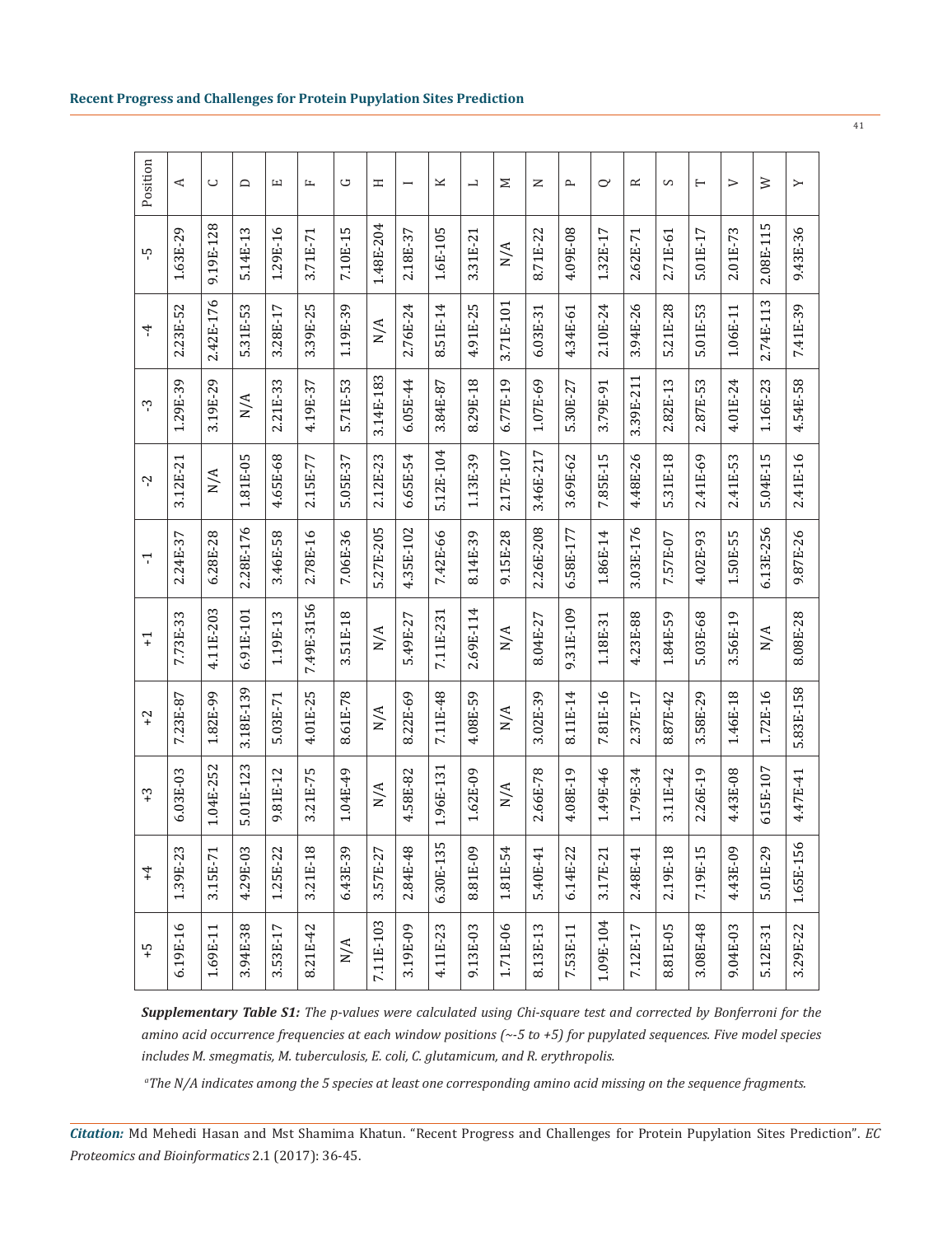| Position | -5 | -4 | -3 | -2 | -1 | +1 | +2 | +3 | +4 | +5 |
|---|---|---|---|---|---|---|---|---|---|---|
| A | 1.63E-29 | 2.23E-52 | 1.29E-39 | 3.12E-21 | 2.24E-37 | 7.73E-33 | 7.23E-87 | 6.03E-03 | 1.39E-23 | 6.19E-16 |
| C | 9.19E-128 | 2.42E-176 | 3.19E-29 | N/A | 6.28E-28 | 4.11E-203 | 1.82E-99 | 1.04E-252 | 3.15E-71 | 1.69E-11 |
| D | 5.14E-13 | 5.31E-53 | N/A | 1.81E-05 | 2.28E-176 | 6.91E-101 | 3.18E-139 | 5.01E-123 | 4.29E-03 | 3.94E-38 |
| E | 1.29E-16 | 3.28E-17 | 2.21E-33 | 4.65E-68 | 3.46E-58 | 1.19E-13 | 5.03E-71 | 9.81E-12 | 1.25E-22 | 3.53E-17 |
| F | 3.71E-71 | 3.39E-25 | 4.19E-37 | 2.15E-77 | 2.78E-16 | 7.49E-3156 | 4.01E-25 | 3.21E-75 | 3.21E-18 | 8.21E-42 |
| G | 7.10E-15 | 1.19E-39 | 5.71E-53 | 5.05E-37 | 7.06E-36 | 3.51E-18 | 8.61E-78 | 1.04E-49 | 6.43E-39 | N/A |
| H | 1.48E-204 | N/A | 3.14E-183 | 2.12E-23 | 5.27E-205 | N/A | N/A | N/A | 3.57E-27 | 7.11E-103 |
| I | 2.18E-37 | 2.76E-24 | 6.05E-44 | 6.65E-54 | 4.35E-102 | 5.49E-27 | 8.22E-69 | 4.58E-82 | 2.84E-48 | 3.19E-09 |
| K | 1.6E-105 | 8.51E-14 | 3.84E-87 | 5.12E-104 | 7.42E-66 | 7.11E-231 | 7.11E-48 | 1.96E-131 | 6.30E-135 | 4.11E-23 |
| L | 3.31E-21 | 4.91E-25 | 8.29E-18 | 1.13E-39 | 8.14E-39 | 2.69E-114 | 4.08E-59 | 1.62E-09 | 8.81E-09 | 9.13E-03 |
| M | N/A | 3.71E-101 | 6.77E-19 | 2.17E-107 | 9.15E-28 | N/A | N/A | N/A | 1.81E-54 | 1.71E-06 |
| N | 8.71E-22 | 6.03E-31 | 1.07E-69 | 3.46E-217 | 2.26E-208 | 8.04E-27 | 3.02E-39 | 2.66E-78 | 5.40E-41 | 8.13E-13 |
| P | 4.09E-08 | 4.34E-61 | 5.30E-27 | 3.69E-62 | 6.58E-177 | 9.31E-109 | 8.11E-14 | 4.08E-19 | 6.14E-22 | 7.53E-11 |
| Q | 1.32E-17 | 2.10E-24 | 3.79E-91 | 7.85E-15 | 1.86E-14 | 1.18E-31 | 7.81E-16 | 1.49E-46 | 3.17E-21 | 1.09E-104 |
| R | 2.62E-71 | 3.94E-26 | 3.39E-211 | 4.48E-26 | 3.03E-176 | 4.23E-88 | 2.37E-17 | 1.79E-34 | 2.48E-41 | 7.12E-17 |
| S | 2.71E-61 | 5.21E-28 | 2.82E-13 | 5.31E-18 | 7.57E-07 | 1.84E-59 | 8.87E-42 | 3.11E-42 | 2.19E-18 | 8.81E-05 |
| T | 5.01E-17 | 5.01E-53 | 2.87E-53 | 2.41E-69 | 4.02E-93 | 5.03E-68 | 3.58E-29 | 2.26E-19 | 7.19E-15 | 3.08E-48 |
| V | 2.01E-73 | 1.06E-11 | 4.01E-24 | 2.41E-53 | 1.50E-55 | 3.56E-19 | 1.46E-18 | 4.43E-08 | 4.43E-09 | 9.04E-03 |
| W | 2.08E-115 | 2.74E-113 | 1.16E-23 | 5.04E-15 | 6.13E-256 | N/A | 1.72E-16 | 615E-107 | 5.01E-29 | 5.12E-31 |
| Y | 9.43E-36 | 7.41E-39 | 4.54E-58 | 2.41E-16 | 9.87E-26 | 8.08E-28 | 5.83E-158 | 4.47E-41 | 1.65E-156 | 3.29E-22 |

***Supplementary Table S1:*** *The p-values were calculated using Chi-square test and corrected by Bonferroni for the amino acid occurrence frequencies at each window positions (~-5 to +5) for pupylated sequences. Five model species includes M. smegmatis, M. tuberculosis, E. coli, C. glutamicum, and R. erythropolis.*

*[a]The N/A indicates among the 5 species at least one corresponding amino acid missing on the sequence fragments.*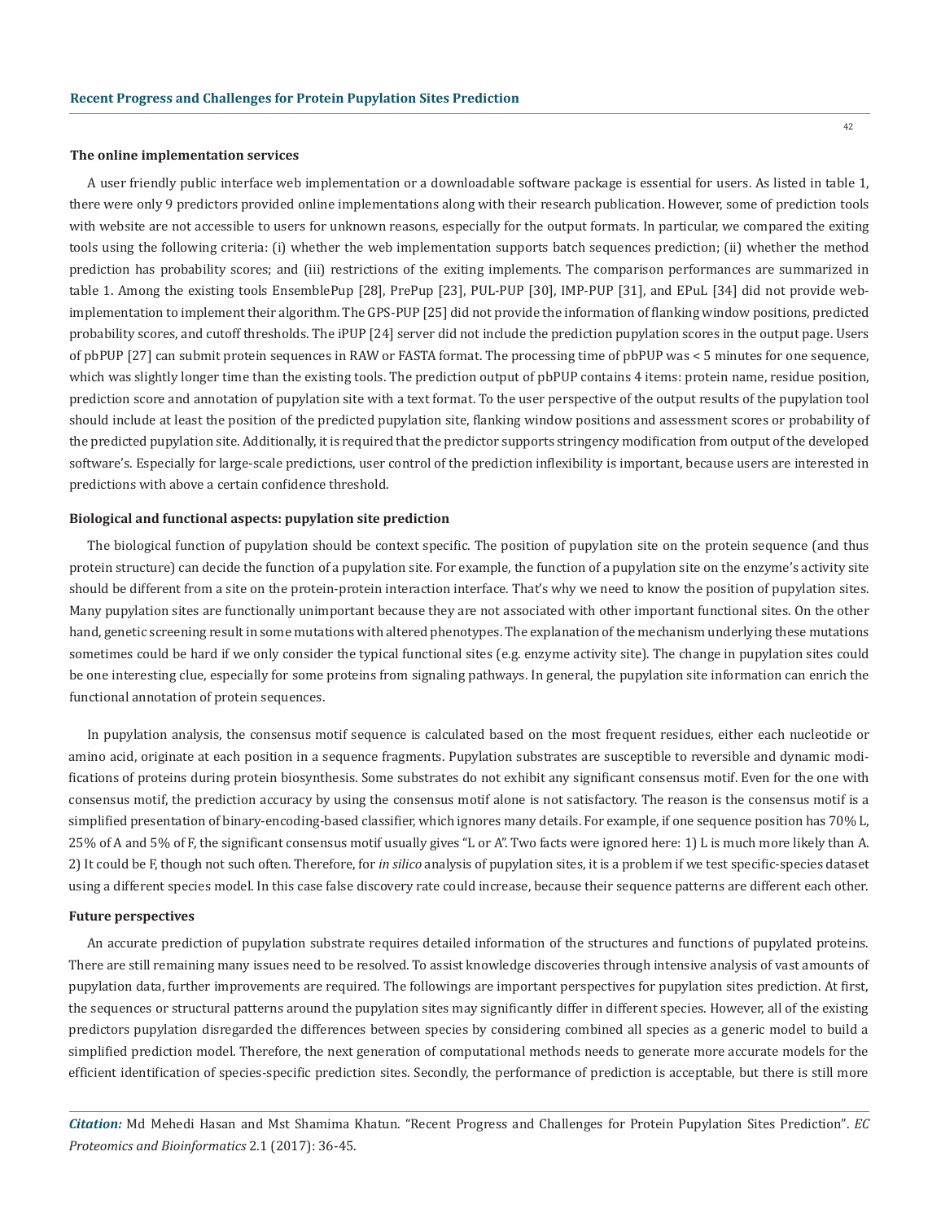### The online implementation services

A user friendly public interface web implementation or a downloadable software package is essential for users. As listed in table 1, there were only 9 predictors provided online implementations along with their research publication. However, some of prediction tools with website are not accessible to users for unknown reasons, especially for the output formats. In particular, we compared the exiting tools using the following criteria: (i) whether the web implementation supports batch sequences prediction; (ii) whether the method prediction has probability scores; and (iii) restrictions of the exiting implements. The comparison performances are summarized in table 1. Among the existing tools EnsemblePup [28], PrePup [23], PUL-PUP [30], IMP-PUP [31], and EPuL [34] did not provide web-implementation to implement their algorithm. The GPS-PUP [25] did not provide the information of flanking window positions, predicted probability scores, and cutoff thresholds. The iPUP [24] server did not include the prediction pupylation scores in the output page. Users of pbPUP [27] can submit protein sequences in RAW or FASTA format. The processing time of pbPUP was < 5 minutes for one sequence, which was slightly longer time than the existing tools. The prediction output of pbPUP contains 4 items: protein name, residue position, prediction score and annotation of pupylation site with a text format. To the user perspective of the output results of the pupylation tool should include at least the position of the predicted pupylation site, flanking window positions and assessment scores or probability of the predicted pupylation site. Additionally, it is required that the predictor supports stringency modification from output of the developed software's. Especially for large-scale predictions, user control of the prediction inflexibility is important, because users are interested in predictions with above a certain confidence threshold.

### Biological and functional aspects: pupylation site prediction

The biological function of pupylation should be context specific. The position of pupylation site on the protein sequence (and thus protein structure) can decide the function of a pupylation site. For example, the function of a pupylation site on the enzyme's activity site should be different from a site on the protein-protein interaction interface. That's why we need to know the position of pupylation sites. Many pupylation sites are functionally unimportant because they are not associated with other important functional sites. On the other hand, genetic screening result in some mutations with altered phenotypes. The explanation of the mechanism underlying these mutations sometimes could be hard if we only consider the typical functional sites (e.g. enzyme activity site). The change in pupylation sites could be one interesting clue, especially for some proteins from signaling pathways. In general, the pupylation site information can enrich the functional annotation of protein sequences.

In pupylation analysis, the consensus motif sequence is calculated based on the most frequent residues, either each nucleotide or amino acid, originate at each position in a sequence fragments. Pupylation substrates are susceptible to reversible and dynamic modifications of proteins during protein biosynthesis. Some substrates do not exhibit any significant consensus motif. Even for the one with consensus motif, the prediction accuracy by using the consensus motif alone is not satisfactory. The reason is the consensus motif is a simplified presentation of binary-encoding-based classifier, which ignores many details. For example, if one sequence position has 70% L, 25% of A and 5% of F, the significant consensus motif usually gives "L or A". Two facts were ignored here: 1) L is much more likely than A. 2) It could be F, though not such often. Therefore, for *in silico* analysis of pupylation sites, it is a problem if we test specific-species dataset using a different species model. In this case false discovery rate could increase, because their sequence patterns are different each other.

### Future perspectives

An accurate prediction of pupylation substrate requires detailed information of the structures and functions of pupylated proteins. There are still remaining many issues need to be resolved. To assist knowledge discoveries through intensive analysis of vast amounts of pupylation data, further improvements are required. The followings are important perspectives for pupylation sites prediction. At first, the sequences or structural patterns around the pupylation sites may significantly differ in different species. However, all of the existing predictors pupylation disregarded the differences between species by considering combined all species as a generic model to build a simplified prediction model. Therefore, the next generation of computational methods needs to generate more accurate models for the efficient identification of species-specific prediction sites. Secondly, the performance of prediction is acceptable, but there is still more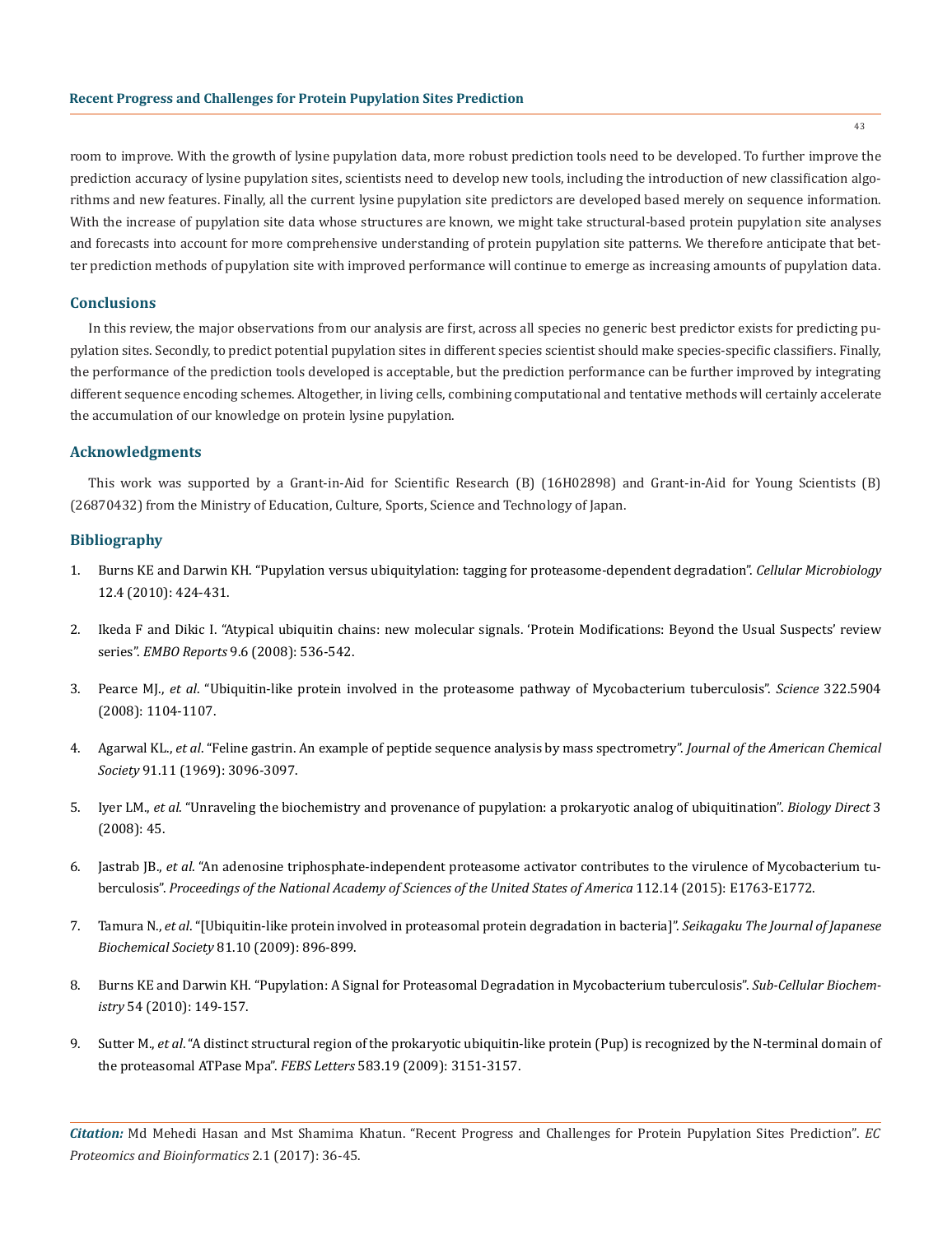room to improve. With the growth of lysine pupylation data, more robust prediction tools need to be developed. To further improve the prediction accuracy of lysine pupylation sites, scientists need to develop new tools, including the introduction of new classification algorithms and new features. Finally, all the current lysine pupylation site predictors are developed based merely on sequence information. With the increase of pupylation site data whose structures are known, we might take structural-based protein pupylation site analyses and forecasts into account for more comprehensive understanding of protein pupylation site patterns. We therefore anticipate that better prediction methods of pupylation site with improved performance will continue to emerge as increasing amounts of pupylation data.

## Conclusions

In this review, the major observations from our analysis are first, across all species no generic best predictor exists for predicting pupylation sites. Secondly, to predict potential pupylation sites in different species scientist should make species-specific classifiers. Finally, the performance of the prediction tools developed is acceptable, but the prediction performance can be further improved by integrating different sequence encoding schemes. Altogether, in living cells, combining computational and tentative methods will certainly accelerate the accumulation of our knowledge on protein lysine pupylation.

## Acknowledgments

This work was supported by a Grant-in-Aid for Scientific Research (B) (16H02898) and Grant-in-Aid for Young Scientists (B) (26870432) from the Ministry of Education, Culture, Sports, Science and Technology of Japan.

## Bibliography

1. Burns KE and Darwin KH. "Pupylation versus ubiquitylation: tagging for proteasome-dependent degradation". *Cellular Microbiology* 12.4 (2010): 424-431.
2. Ikeda F and Dikic I. "Atypical ubiquitin chains: new molecular signals. 'Protein Modifications: Beyond the Usual Suspects' review series". *EMBO Reports* 9.6 (2008): 536-542.
3. Pearce MJ., *et al*. "Ubiquitin-like protein involved in the proteasome pathway of Mycobacterium tuberculosis". *Science* 322.5904 (2008): 1104-1107.
4. Agarwal KL., *et al*. "Feline gastrin. An example of peptide sequence analysis by mass spectrometry". *Journal of the American Chemical Society* 91.11 (1969): 3096-3097.
5. Iyer LM., *et al*. "Unraveling the biochemistry and provenance of pupylation: a prokaryotic analog of ubiquitination". *Biology Direct* 3 (2008): 45.
6. Jastrab JB., *et al*. "An adenosine triphosphate-independent proteasome activator contributes to the virulence of Mycobacterium tuberculosis". *Proceedings of the National Academy of Sciences of the United States of America* 112.14 (2015): E1763-E1772.
7. Tamura N., *et al*. "[Ubiquitin-like protein involved in proteasomal protein degradation in bacteria]". *Seikagaku The Journal of Japanese Biochemical Society* 81.10 (2009): 896-899.
8. Burns KE and Darwin KH. "Pupylation: A Signal for Proteasomal Degradation in Mycobacterium tuberculosis". *Sub-Cellular Biochemistry* 54 (2010): 149-157.
9. Sutter M., *et al*. "A distinct structural region of the prokaryotic ubiquitin-like protein (Pup) is recognized by the N-terminal domain of the proteasomal ATPase Mpa". *FEBS Letters* 583.19 (2009): 3151-3157.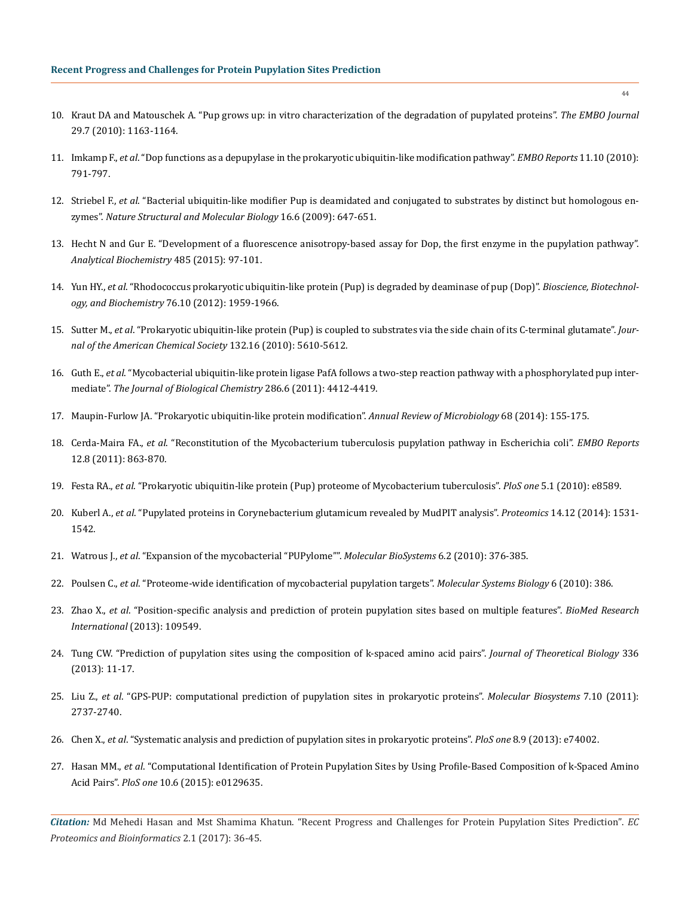10. Kraut DA and Matouschek A. "Pup grows up: in vitro characterization of the degradation of pupylated proteins". *The EMBO Journal* 29.7 (2010): 1163-1164.

11. Imkamp F., *et al.* "Dop functions as a depupylase in the prokaryotic ubiquitin-like modification pathway". *EMBO Reports* 11.10 (2010): 791-797.

12. Striebel F., *et al.* "Bacterial ubiquitin-like modifier Pup is deamidated and conjugated to substrates by distinct but homologous enzymes". *Nature Structural and Molecular Biology* 16.6 (2009): 647-651.

13. Hecht N and Gur E. "Development of a fluorescence anisotropy-based assay for Dop, the first enzyme in the pupylation pathway". *Analytical Biochemistry* 485 (2015): 97-101.

14. Yun HY., *et al.* "Rhodococcus prokaryotic ubiquitin-like protein (Pup) is degraded by deaminase of pup (Dop)". *Bioscience, Biotechnology, and Biochemistry* 76.10 (2012): 1959-1966.

15. Sutter M., *et al.* "Prokaryotic ubiquitin-like protein (Pup) is coupled to substrates via the side chain of its C-terminal glutamate". *Journal of the American Chemical Society* 132.16 (2010): 5610-5612.

16. Guth E., *et al.* "Mycobacterial ubiquitin-like protein ligase PafA follows a two-step reaction pathway with a phosphorylated pup intermediate". *The Journal of Biological Chemistry* 286.6 (2011): 4412-4419.

17. Maupin-Furlow JA. "Prokaryotic ubiquitin-like protein modification". *Annual Review of Microbiology* 68 (2014): 155-175.

18. Cerda-Maira FA., *et al.* "Reconstitution of the Mycobacterium tuberculosis pupylation pathway in Escherichia coli". *EMBO Reports* 12.8 (2011): 863-870.

19. Festa RA., *et al.* "Prokaryotic ubiquitin-like protein (Pup) proteome of Mycobacterium tuberculosis". *PloS one* 5.1 (2010): e8589.

20. Kuberl A., *et al.* "Pupylated proteins in Corynebacterium glutamicum revealed by MudPIT analysis". *Proteomics* 14.12 (2014): 1531-1542.

21. Watrous J., *et al.* "Expansion of the mycobacterial "PUPylome"". *Molecular BioSystems* 6.2 (2010): 376-385.

22. Poulsen C., *et al.* "Proteome-wide identification of mycobacterial pupylation targets". *Molecular Systems Biology* 6 (2010): 386.

23. Zhao X., *et al.* "Position-specific analysis and prediction of protein pupylation sites based on multiple features". *BioMed Research International* (2013): 109549.

24. Tung CW. "Prediction of pupylation sites using the composition of k-spaced amino acid pairs". *Journal of Theoretical Biology* 336 (2013): 11-17.

25. Liu Z., *et al.* "GPS-PUP: computational prediction of pupylation sites in prokaryotic proteins". *Molecular Biosystems* 7.10 (2011): 2737-2740.

26. Chen X., *et al.* "Systematic analysis and prediction of pupylation sites in prokaryotic proteins". *PloS one* 8.9 (2013): e74002.

27. Hasan MM., *et al.* "Computational Identification of Protein Pupylation Sites by Using Profile-Based Composition of k-Spaced Amino Acid Pairs". *PloS one* 10.6 (2015): e0129635.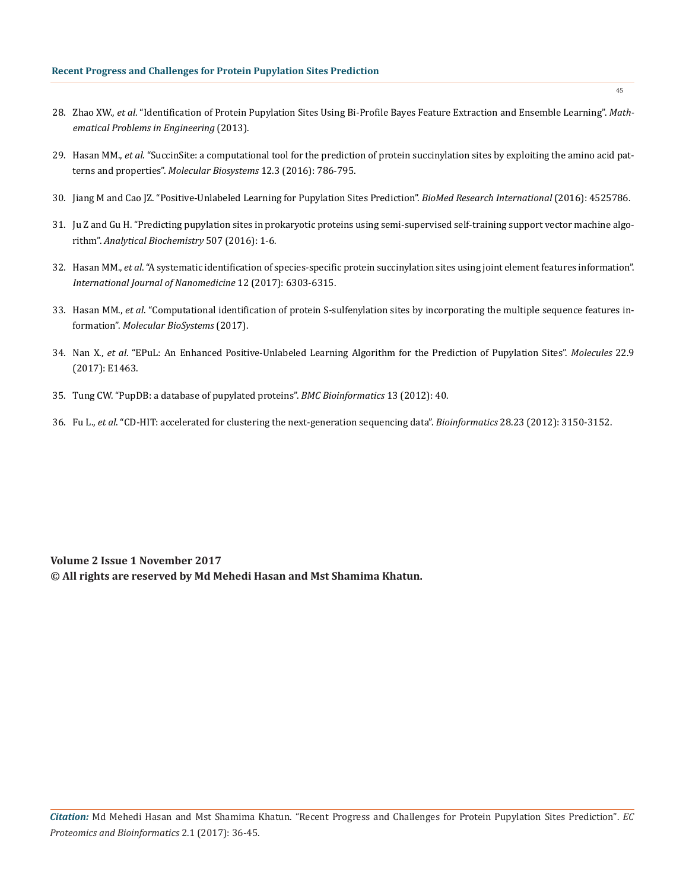28. Zhao XW., *et al*. "Identification of Protein Pupylation Sites Using Bi-Profile Bayes Feature Extraction and Ensemble Learning". *Mathematical Problems in Engineering* (2013).

29. Hasan MM., *et al*. "SuccinSite: a computational tool for the prediction of protein succinylation sites by exploiting the amino acid patterns and properties". *Molecular Biosystems* 12.3 (2016): 786-795.

30. Jiang M and Cao JZ. "Positive-Unlabeled Learning for Pupylation Sites Prediction". *BioMed Research International* (2016): 4525786.

31. Ju Z and Gu H. "Predicting pupylation sites in prokaryotic proteins using semi-supervised self-training support vector machine algorithm". *Analytical Biochemistry* 507 (2016): 1-6.

32. Hasan MM., *et al*. "A systematic identification of species-specific protein succinylation sites using joint element features information". *International Journal of Nanomedicine* 12 (2017): 6303-6315.

33. Hasan MM., *et al*. "Computational identification of protein S-sulfenylation sites by incorporating the multiple sequence features information". *Molecular BioSystems* (2017).

34. Nan X., *et al*. "EPuL: An Enhanced Positive-Unlabeled Learning Algorithm for the Prediction of Pupylation Sites". *Molecules* 22.9 (2017): E1463.

35. Tung CW. "PupDB: a database of pupylated proteins". *BMC Bioinformatics* 13 (2012): 40.

36. Fu L., *et al*. "CD-HIT: accelerated for clustering the next-generation sequencing data". *Bioinformatics* 28.23 (2012): 3150-3152.

**Volume 2 Issue 1 November 2017**
**© All rights are reserved by Md Mehedi Hasan and Mst Shamima Khatun.**